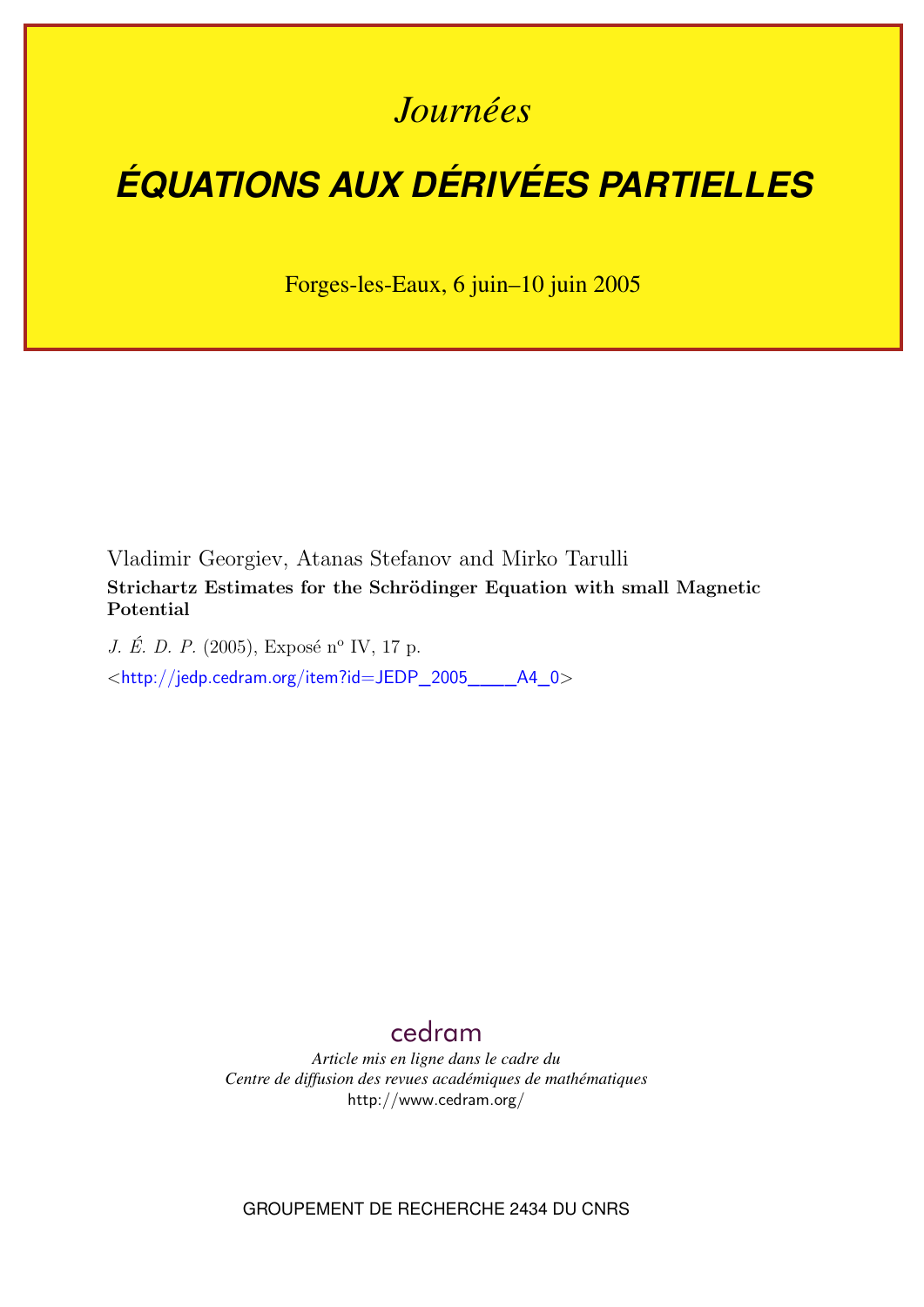*Journées*

# ÉQUATIONS AUX DÉRIVÉES PARTIELLES

Forges-les-Eaux, 6 juin–10 juin 2005

Vladimir Georgiev, Atanas Stefanov and Mirko Tarulli

**Strichartz Estimates for the Schrödinger Equation with small Magnetic Potential**

*J. É. D. P.* (2005), Exposé n° IV, 17 p.

<http://jedp.cedram.org/item?id=JEDP_2005____A4_0>

cedram

*Article mis en ligne dans le cadre du*
*Centre de diffusion des revues académiques de mathématiques*
http://www.cedram.org/

GROUPEMENT DE RECHERCHE 2434 DU CNRS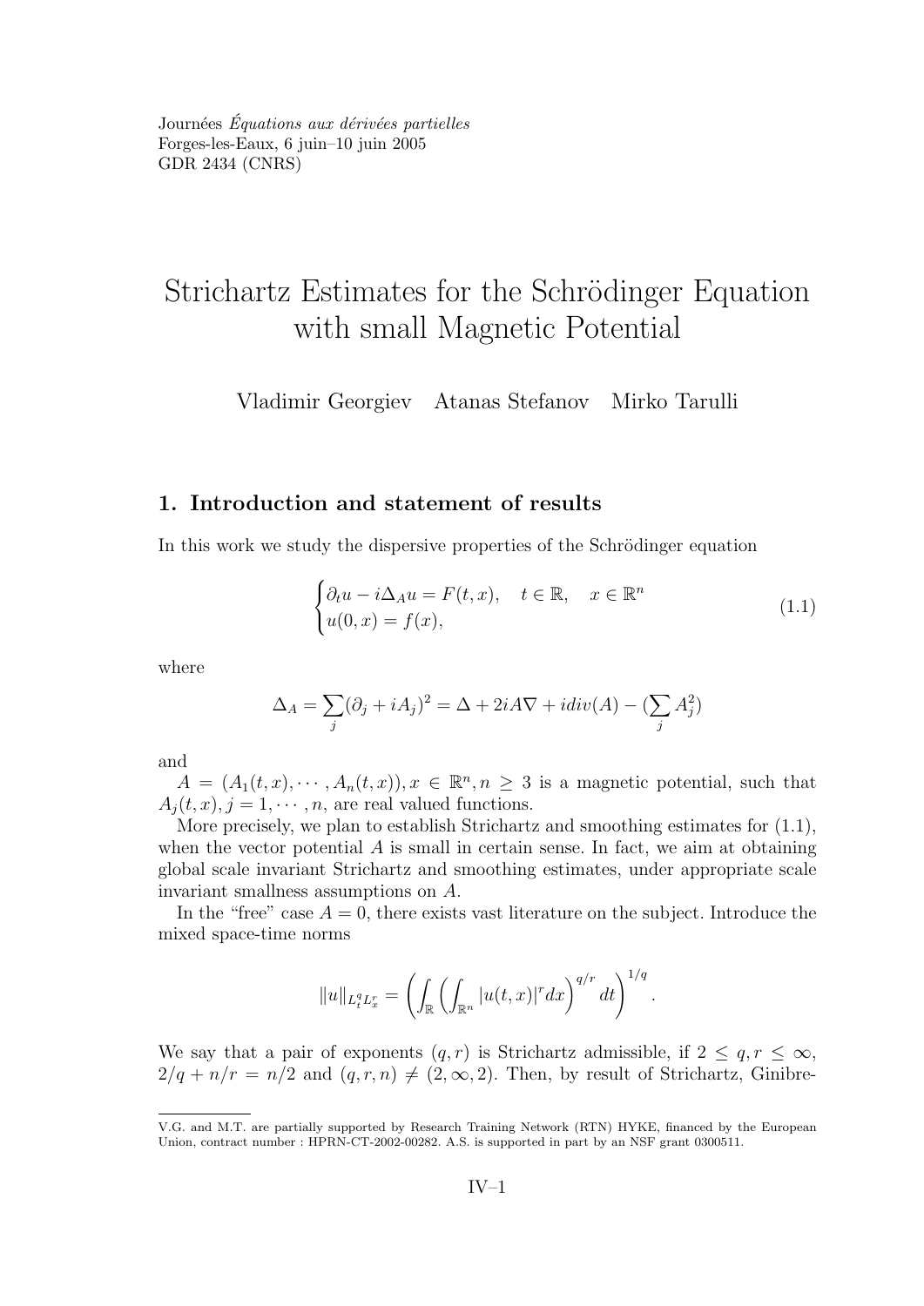Journées *Équations aux dérivées partielles*
Forges-les-Eaux, 6 juin–10 juin 2005
GDR 2434 (CNRS)

# Strichartz Estimates for the Schrödinger Equation with small Magnetic Potential

Vladimir Georgiev   Atanas Stefanov   Mirko Tarulli

## 1. Introduction and statement of results

In this work we study the dispersive properties of the Schrödinger equation

$$
\begin{cases} \partial_t u - i\Delta_A u = F(t,x), \quad t \in \mathbb{R}, \quad x \in \mathbb{R}^n \\ u(0,x) = f(x), \end{cases} \tag{1.1}
$$

where

$$
\Delta_A = \sum_j (\partial_j + iA_j)^2 = \Delta + 2iA\nabla + idiv(A) - (\sum_j A_j^2)
$$

and

$A = (A_1(t,x), \cdots, A_n(t,x)), x \in \mathbb{R}^n, n \geq 3$ is a magnetic potential, such that $A_j(t,x), j = 1, \cdots, n$, are real valued functions.

More precisely, we plan to establish Strichartz and smoothing estimates for (1.1), when the vector potential $A$ is small in certain sense. In fact, we aim at obtaining global scale invariant Strichartz and smoothing estimates, under appropriate scale invariant smallness assumptions on $A$.

In the "free" case $A = 0$, there exists vast literature on the subject. Introduce the mixed space-time norms

$$
\|u\|_{L^q_t L^r_x} = \left( \int_{\mathbb{R}} \left( \int_{\mathbb{R}^n} |u(t,x)|^r dx \right)^{q/r} dt \right)^{1/q}.
$$

We say that a pair of exponents $(q, r)$ is Strichartz admissible, if $2 \leq q, r \leq \infty$, $2/q + n/r = n/2$ and $(q, r, n) \neq (2, \infty, 2)$. Then, by result of Strichartz, Ginibre-

V.G. and M.T. are partially supported by Research Training Network (RTN) HYKE, financed by the European Union, contract number : HPRN-CT-2002-00282. A.S. is supported in part by an NSF grant 0300511.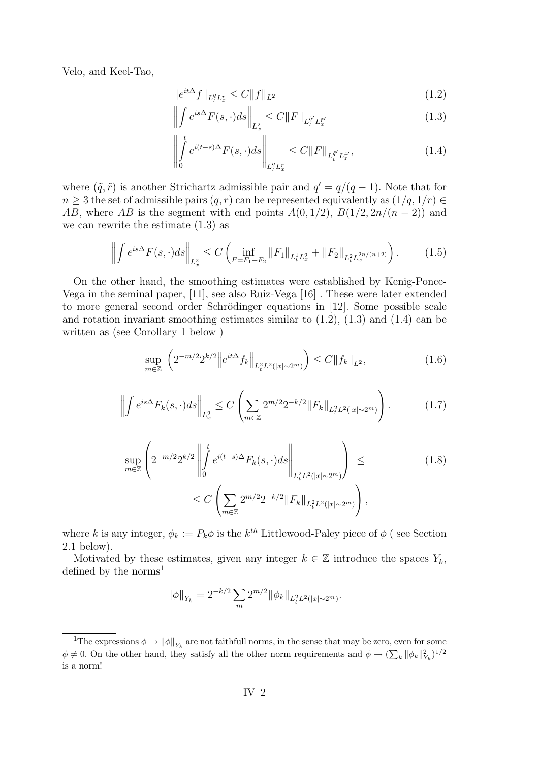Velo, and Keel-Tao,

$$\|e^{it\Delta} f\|_{L^q_t L^r_x} \leq C\|f\|_{L^2} \tag{1.2}$$

$$\left\|\int e^{is\Delta} F(s,\cdot) ds\right\|_{L^2_x} \leq C\|F\|_{L^{\tilde{q}'}_t L^{\tilde{r}'}_x} \tag{1.3}$$

$$\left\|\int_0^t e^{i(t-s)\Delta} F(s,\cdot) ds\right\|_{L^q_t L^r_x} \leq C\|F\|_{L^{\tilde{q}'}_t L^{\tilde{r}'}_x}, \tag{1.4}$$

where $(\tilde{q}, \tilde{r})$ is another Strichartz admissible pair and $q' = q/(q-1)$. Note that for $n \geq 3$ the set of admissible pairs $(q,r)$ can be represented equivalently as $(1/q, 1/r) \in AB$, where $AB$ is the segment with end points $A(0, 1/2)$, $B(1/2, 2n/(n-2))$ and we can rewrite the estimate (1.3) as

$$\left\|\int e^{is\Delta} F(s,\cdot) ds\right\|_{L^2_x} \leq C\left(\inf_{F=F_1+F_2} \|F_1\|_{L^1_t L^2_x} + \|F_2\|_{L^2_t L^{2n/(n+2)}_x}\right). \tag{1.5}$$

On the other hand, the smoothing estimates were established by Kenig-Ponce-Vega in the seminal paper, [11], see also Ruiz-Vega [16] . These were later extended to more general second order Schrödinger equations in [12]. Some possible scale and rotation invariant smoothing estimates similar to (1.2), (1.3) and (1.4) can be written as (see Corollary 1 below )

$$\sup_{m\in\mathbb{Z}} \left(2^{-m/2} 2^{k/2} \left\|e^{it\Delta} f_k\right\|_{L^2_t L^2(|x|\sim 2^m)}\right) \leq C\|f_k\|_{L^2}, \tag{1.6}$$

$$\left\|\int e^{is\Delta} F_k(s,\cdot) ds\right\|_{L^2_x} \leq C\left(\sum_{m\in\mathbb{Z}} 2^{m/2} 2^{-k/2} \|F_k\|_{L^2_t L^2(|x|\sim 2^m)}\right). \tag{1.7}$$

$$\sup_{m\in\mathbb{Z}} \left(2^{-m/2} 2^{k/2} \left\|\int_0^t e^{i(t-s)\Delta} F_k(s,\cdot) ds\right\|_{L^2_t L^2(|x|\sim 2^m)}\right) \leq C\left(\sum_{m\in\mathbb{Z}} 2^{m/2} 2^{-k/2} \|F_k\|_{L^2_t L^2(|x|\sim 2^m)}\right), \tag{1.8}$$

where $k$ is any integer, $\phi_k := P_k\phi$ is the $k^{th}$ Littlewood-Paley piece of $\phi$ ( see Section 2.1 below).

Motivated by these estimates, given any integer $k \in \mathbb{Z}$ introduce the spaces $Y_k$, defined by the norms[1]

$$\|\phi\|_{Y_k} = 2^{-k/2} \sum_m 2^{m/2} \|\phi_k\|_{L^2_t L^2(|x|\sim 2^m)}.$$

[1] The expressions $\phi \to \|\phi\|_{Y_k}$ are not faithfull norms, in the sense that may be zero, even for some $\phi \neq 0$. On the other hand, they satisfy all the other norm requirements and $\phi \to (\sum_k \|\phi_k\|^2_{Y_k})^{1/2}$ is a norm!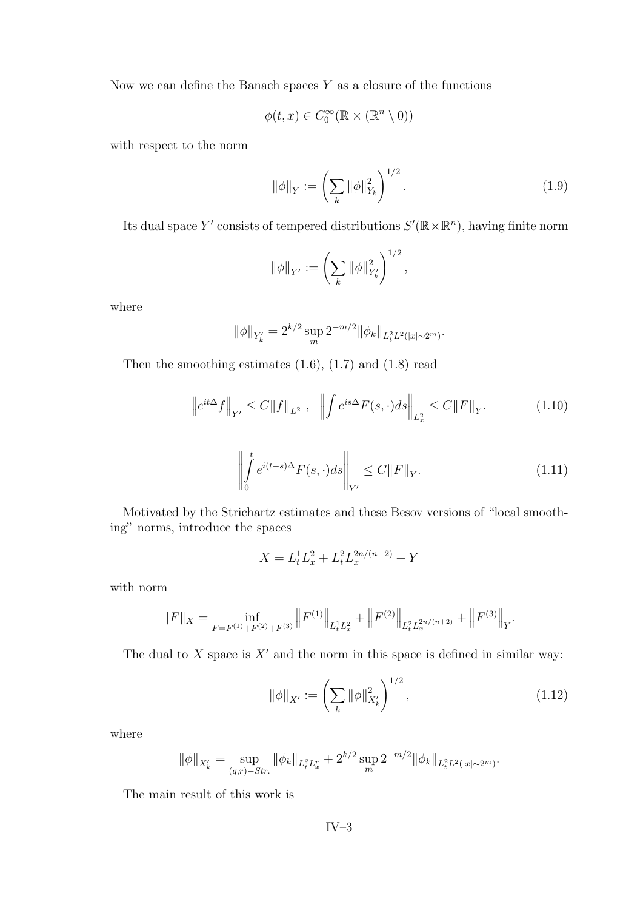Now we can define the Banach spaces $Y$ as a closure of the functions

$$\phi(t,x) \in C_0^\infty(\mathbb{R} \times (\mathbb{R}^n \setminus 0))$$

with respect to the norm

$$\|\phi\|_Y := \left( \sum_k \|\phi\|_{Y_k}^2 \right)^{1/2}. \tag{1.9}$$

Its dual space $Y'$ consists of tempered distributions $S'(\mathbb{R}\times\mathbb{R}^n)$, having finite norm

$$\|\phi\|_{Y'} := \left( \sum_k \|\phi\|_{Y_k'}^2 \right)^{1/2},$$

where

$$\|\phi\|_{Y_k'} = 2^{k/2} \sup_m 2^{-m/2} \|\phi_k\|_{L_t^2 L^2(|x|\sim 2^m)}.$$

Then the smoothing estimates (1.6), (1.7) and (1.8) read

$$\left\| e^{it\Delta} f \right\|_{Y'} \leq C\|f\|_{L^2}, \quad \left\| \int e^{is\Delta} F(s,\cdot) ds \right\|_{L_x^2} \leq C\|F\|_Y. \tag{1.10}$$

$$\left\| \int_0^t e^{i(t-s)\Delta} F(s,\cdot) ds \right\|_{Y'} \leq C\|F\|_Y. \tag{1.11}$$

Motivated by the Strichartz estimates and these Besov versions of "local smoothing" norms, introduce the spaces

$$X = L_t^1 L_x^2 + L_t^2 L_x^{2n/(n+2)} + Y$$

with norm

$$\|F\|_X = \inf_{F=F^{(1)}+F^{(2)}+F^{(3)}} \left\| F^{(1)} \right\|_{L_t^1 L_x^2} + \left\| F^{(2)} \right\|_{L_t^2 L_x^{2n/(n+2)}} + \left\| F^{(3)} \right\|_Y.$$

The dual to $X$ space is $X'$ and the norm in this space is defined in similar way:

$$\|\phi\|_{X'} := \left( \sum_k \|\phi\|_{X_k'}^2 \right)^{1/2}, \tag{1.12}$$

where

$$\|\phi\|_{X_k'} = \sup_{(q,r)-Str.} \|\phi_k\|_{L_t^q L_x^r} + 2^{k/2} \sup_m 2^{-m/2} \|\phi_k\|_{L_t^2 L^2(|x|\sim 2^m)}.$$

The main result of this work is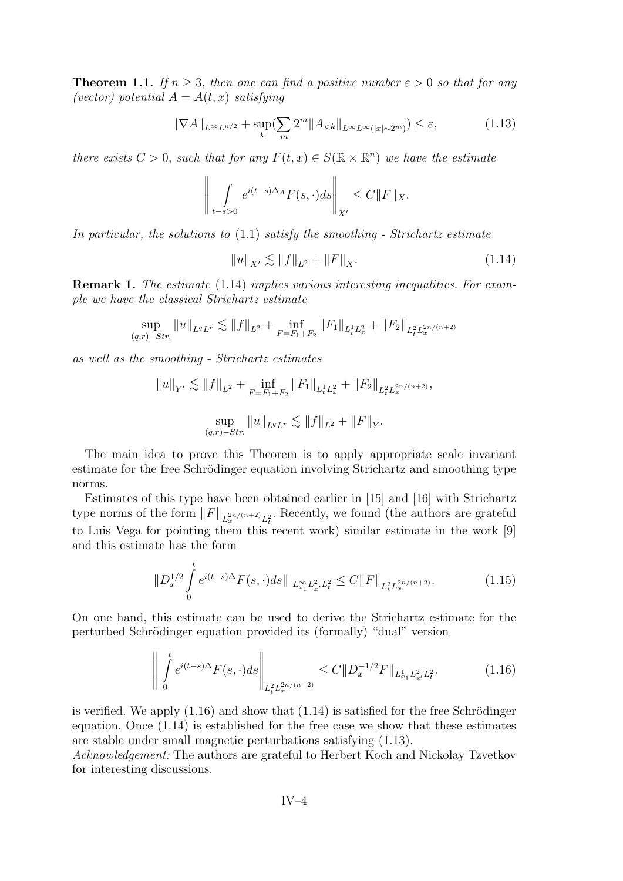**Theorem 1.1.** *If $n \geq 3$, then one can find a positive number $\varepsilon > 0$ so that for any (vector) potential $A = A(t,x)$ satisfying*

$$\|\nabla A\|_{L^\infty L^{n/2}} + \sup_k (\sum_m 2^m \|A_{<k}\|_{L^\infty L^\infty(|x|\sim 2^m)}) \leq \varepsilon, \tag{1.13}$$

*there exists $C > 0$, such that for any $F(t,x) \in S(\mathbb{R} \times \mathbb{R}^n)$ we have the estimate*

$$\left\| \int_{t-s>0} e^{i(t-s)\Delta_A} F(s,\cdot) ds \right\|_{X'} \leq C \|F\|_X.$$

*In particular, the solutions to* (1.1) *satisfy the smoothing - Strichartz estimate*

$$\|u\|_{X'} \lesssim \|f\|_{L^2} + \|F\|_X. \tag{1.14}$$

**Remark 1.** *The estimate* (1.14) *implies various interesting inequalities. For example we have the classical Strichartz estimate*

$$\sup_{(q,r)-Str.} \|u\|_{L^q L^r} \lesssim \|f\|_{L^2} + \inf_{F=F_1+F_2} \|F_1\|_{L^1_t L^2_x} + \|F_2\|_{L^2_t L^{2n/(n+2)}_x}$$

*as well as the smoothing - Strichartz estimates*

$$\|u\|_{Y'} \lesssim \|f\|_{L^2} + \inf_{F=F_1+F_2} \|F_1\|_{L^1_t L^2_x} + \|F_2\|_{L^2_t L^{2n/(n+2)}_x},$$

$$\sup_{(q,r)-Str.} \|u\|_{L^q L^r} \lesssim \|f\|_{L^2} + \|F\|_Y.$$

The main idea to prove this Theorem is to apply appropriate scale invariant estimate for the free Schrödinger equation involving Strichartz and smoothing type norms.

Estimates of this type have been obtained earlier in [15] and [16] with Strichartz type norms of the form $\|F\|_{L^{2n/(n+2)}_x L^2_t}$. Recently, we found (the authors are grateful to Luis Vega for pointing them this recent work) similar estimate in the work [9] and this estimate has the form

$$\|D_x^{1/2} \int_0^t e^{i(t-s)\Delta} F(s,\cdot) ds\|_{L^\infty_{x_1} L^2_{x'} L^2_t} \leq C \|F\|_{L^2_t L^{2n/(n+2)}_x}. \tag{1.15}$$

On one hand, this estimate can be used to derive the Strichartz estimate for the perturbed Schrödinger equation provided its (formally) "dual" version

$$\left\| \int_0^t e^{i(t-s)\Delta} F(s,\cdot) ds \right\|_{L^2_t L^{2n/(n-2)}_x} \leq C \|D_x^{-1/2} F\|_{L^1_{x_1} L^2_{x'} L^2_t}. \tag{1.16}$$

is verified. We apply (1.16) and show that (1.14) is satisfied for the free Schrödinger equation. Once (1.14) is established for the free case we show that these estimates are stable under small magnetic perturbations satisfying (1.13).

*Acknowledgement:* The authors are grateful to Herbert Koch and Nickolay Tzvetkov for interesting discussions.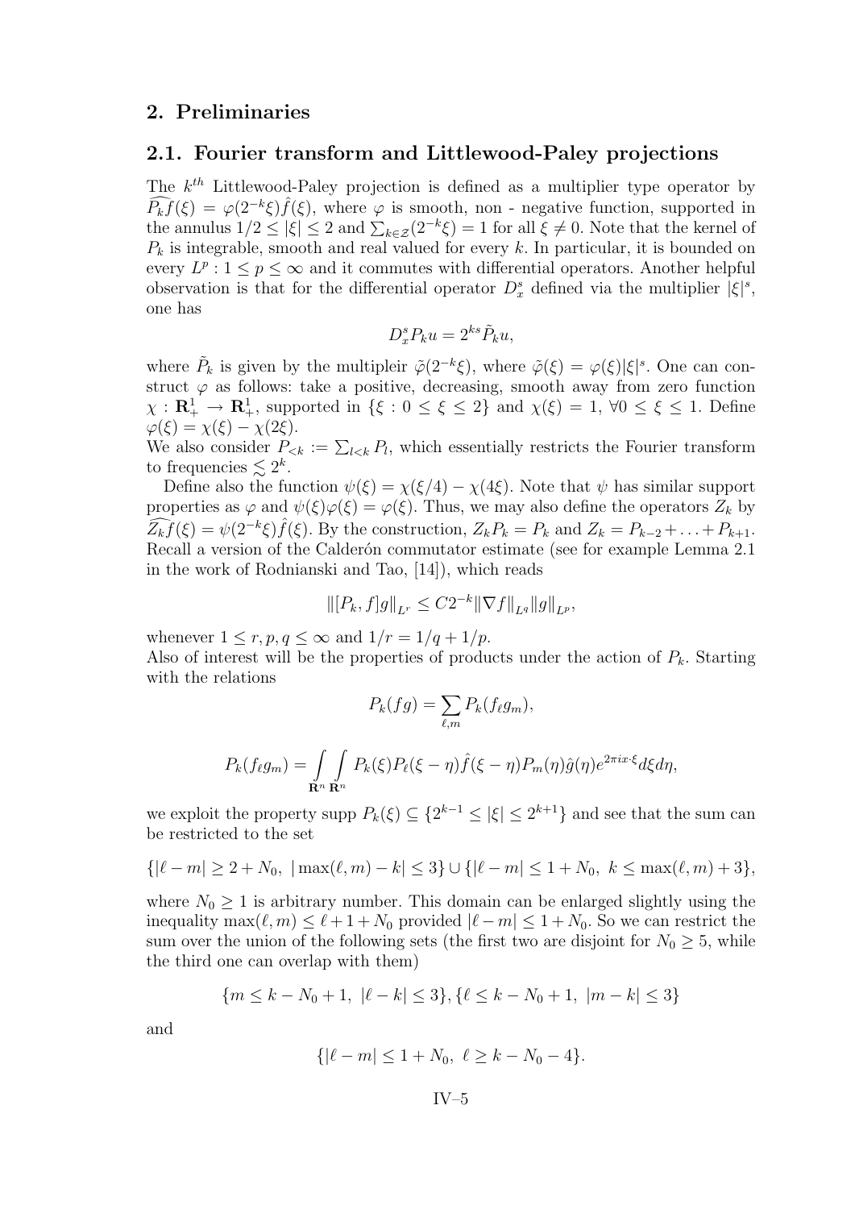## 2. Preliminaries

### 2.1. Fourier transform and Littlewood-Paley projections

The $k^{th}$ Littlewood-Paley projection is defined as a multiplier type operator by $\widehat{P_k f}(\xi) = \varphi(2^{-k}\xi)\hat{f}(\xi)$, where $\varphi$ is smooth, non - negative function, supported in the annulus $1/2 \leq |\xi| \leq 2$ and $\sum_{k\in\mathcal{Z}}(2^{-k}\xi) = 1$ for all $\xi \neq 0$. Note that the kernel of $P_k$ is integrable, smooth and real valued for every $k$. In particular, it is bounded on every $L^p : 1 \leq p \leq \infty$ and it commutes with differential operators. Another helpful observation is that for the differential operator $D_x^s$ defined via the multiplier $|\xi|^s$, one has

$$D_x^s P_k u = 2^{ks}\tilde{P}_k u,$$

where $\tilde{P}_k$ is given by the multipleir $\tilde{\varphi}(2^{-k}\xi)$, where $\tilde{\varphi}(\xi) = \varphi(\xi)|\xi|^s$. One can construct $\varphi$ as follows: take a positive, decreasing, smooth away from zero function $\chi : \mathbf{R}^1_+ \to \mathbf{R}^1_+$, supported in $\{\xi : 0 \leq \xi \leq 2\}$ and $\chi(\xi) = 1$, $\forall 0 \leq \xi \leq 1$. Define $\varphi(\xi) = \chi(\xi) - \chi(2\xi)$.
We also consider $P_{<k} := \sum_{l<k} P_l$, which essentially restricts the Fourier transform to frequencies $\lesssim 2^k$.

Define also the function $\psi(\xi) = \chi(\xi/4) - \chi(4\xi)$. Note that $\psi$ has similar support properties as $\varphi$ and $\psi(\xi)\varphi(\xi) = \varphi(\xi)$. Thus, we may also define the operators $Z_k$ by $\widehat{Z_k f}(\xi) = \psi(2^{-k}\xi)\hat{f}(\xi)$. By the construction, $Z_k P_k = P_k$ and $Z_k = P_{k-2} + \ldots + P_{k+1}$. Recall a version of the Calderón commutator estimate (see for example Lemma 2.1 in the work of Rodnianski and Tao, [14]), which reads

$$\|[P_k, f]g\|_{L^r} \leq C 2^{-k}\|\nabla f\|_{L^q}\|g\|_{L^p},$$

whenever $1 \leq r, p, q \leq \infty$ and $1/r = 1/q + 1/p$.
Also of interest will be the properties of products under the action of $P_k$. Starting with the relations

$$P_k(fg) = \sum_{\ell,m} P_k(f_\ell g_m),$$

$$P_k(f_\ell g_m) = \int\limits_{\mathbf{R}^n}\int\limits_{\mathbf{R}^n} P_k(\xi)P_\ell(\xi-\eta)\hat{f}(\xi-\eta)P_m(\eta)\hat{g}(\eta)e^{2\pi i x\cdot\xi}d\xi d\eta,$$

we exploit the property supp $P_k(\xi) \subseteq \{2^{k-1} \leq |\xi| \leq 2^{k+1}\}$ and see that the sum can be restricted to the set

$$\{|\ell - m| \geq 2 + N_0,\ |\max(\ell, m) - k| \leq 3\} \cup \{|\ell - m| \leq 1 + N_0,\ k \leq \max(\ell, m) + 3\},$$

where $N_0 \geq 1$ is arbitrary number. This domain can be enlarged slightly using the inequality $\max(\ell, m) \leq \ell + 1 + N_0$ provided $|\ell - m| \leq 1 + N_0$. So we can restrict the sum over the union of the following sets (the first two are disjoint for $N_0 \geq 5$, while the third one can overlap with them)

$$\{m \leq k - N_0 + 1,\ |\ell - k| \leq 3\}, \{\ell \leq k - N_0 + 1,\ |m - k| \leq 3\}$$

and

$$\{|\ell - m| \leq 1 + N_0,\ \ell \geq k - N_0 - 4\}.$$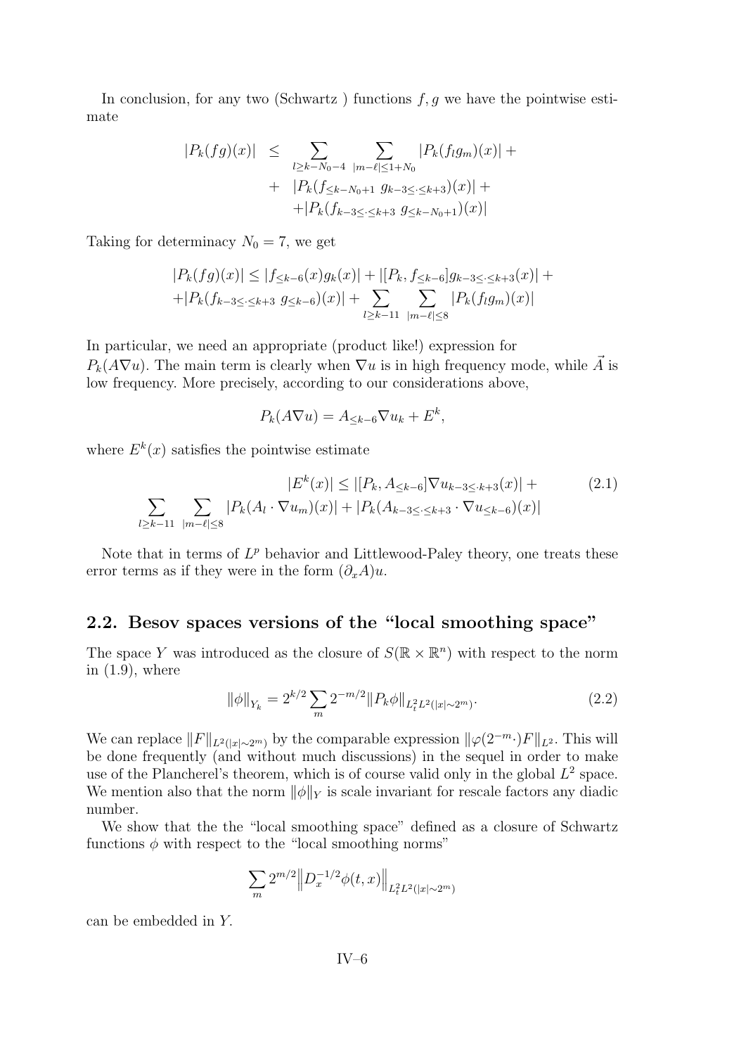In conclusion, for any two (Schwartz ) functions $f, g$ we have the pointwise estimate

$$
\begin{aligned}
|P_k(fg)(x)| \ \leq \ & \sum_{l \geq k-N_0-4} \ \sum_{|m-\ell| \leq 1+N_0} |P_k(f_l g_m)(x)| + \\
& + \ |P_k(f_{\leq k-N_0+1} \ g_{k-3 \leq \cdot \leq k+3})(x)| + \\
& + |P_k(f_{k-3 \leq \cdot \leq k+3} \ g_{\leq k-N_0+1})(x)|
\end{aligned}
$$

Taking for determinacy $N_0 = 7$, we get

$$
\begin{aligned}
& |P_k(fg)(x)| \leq |f_{\leq k-6}(x) g_k(x)| + |[P_k, f_{\leq k-6}] g_{k-3 \leq \cdot \leq k+3}(x)| + \\
& + |P_k(f_{k-3 \leq \cdot \leq k+3} \ g_{\leq k-6})(x)| + \sum_{l \geq k-11} \ \sum_{|m-\ell| \leq 8} |P_k(f_l g_m)(x)|
\end{aligned}
$$

In particular, we need an appropriate (product like!) expression for $P_k(A \nabla u)$. The main term is clearly when $\nabla u$ is in high frequency mode, while $\vec{A}$ is low frequency. More precisely, according to our considerations above,

$$
P_k(A \nabla u) = A_{\leq k-6} \nabla u_k + E^k,
$$

where $E^k(x)$ satisfies the pointwise estimate

$$
\begin{aligned}
& |E^k(x)| \leq |[P_k, A_{\leq k-6}] \nabla u_{k-3 \leq \cdot k+3}(x)| + \qquad (2.1) \\
& \sum_{l \geq k-11} \ \sum_{|m-\ell| \leq 8} |P_k(A_l \cdot \nabla u_m)(x)| + |P_k(A_{k-3 \leq \cdot \leq k+3} \cdot \nabla u_{\leq k-6})(x)|
\end{aligned}
$$

Note that in terms of $L^p$ behavior and Littlewood-Paley theory, one treats these error terms as if they were in the form $(\partial_x A) u$.

## 2.2. Besov spaces versions of the "local smoothing space"

The space $Y$ was introduced as the closure of $S(\mathbb{R} \times \mathbb{R}^n)$ with respect to the norm in (1.9), where

$$
\|\phi\|_{Y_k} = 2^{k/2} \sum_m 2^{-m/2} \|P_k \phi\|_{L^2_t L^2(|x| \sim 2^m)}. \qquad (2.2)
$$

We can replace $\|F\|_{L^2(|x| \sim 2^m)}$ by the comparable expression $\|\varphi(2^{-m} \cdot) F\|_{L^2}$. This will be done frequently (and without much discussions) in the sequel in order to make use of the Plancherel's theorem, which is of course valid only in the global $L^2$ space. We mention also that the norm $\|\phi\|_Y$ is scale invariant for rescale factors any diadic number.

We show that the the "local smoothing space" defined as a closure of Schwartz functions $\phi$ with respect to the "local smoothing norms"

$$
\sum_m 2^{m/2} \left\| D_x^{-1/2} \phi(t, x) \right\|_{L^2_t L^2(|x| \sim 2^m)}
$$

can be embedded in $Y$.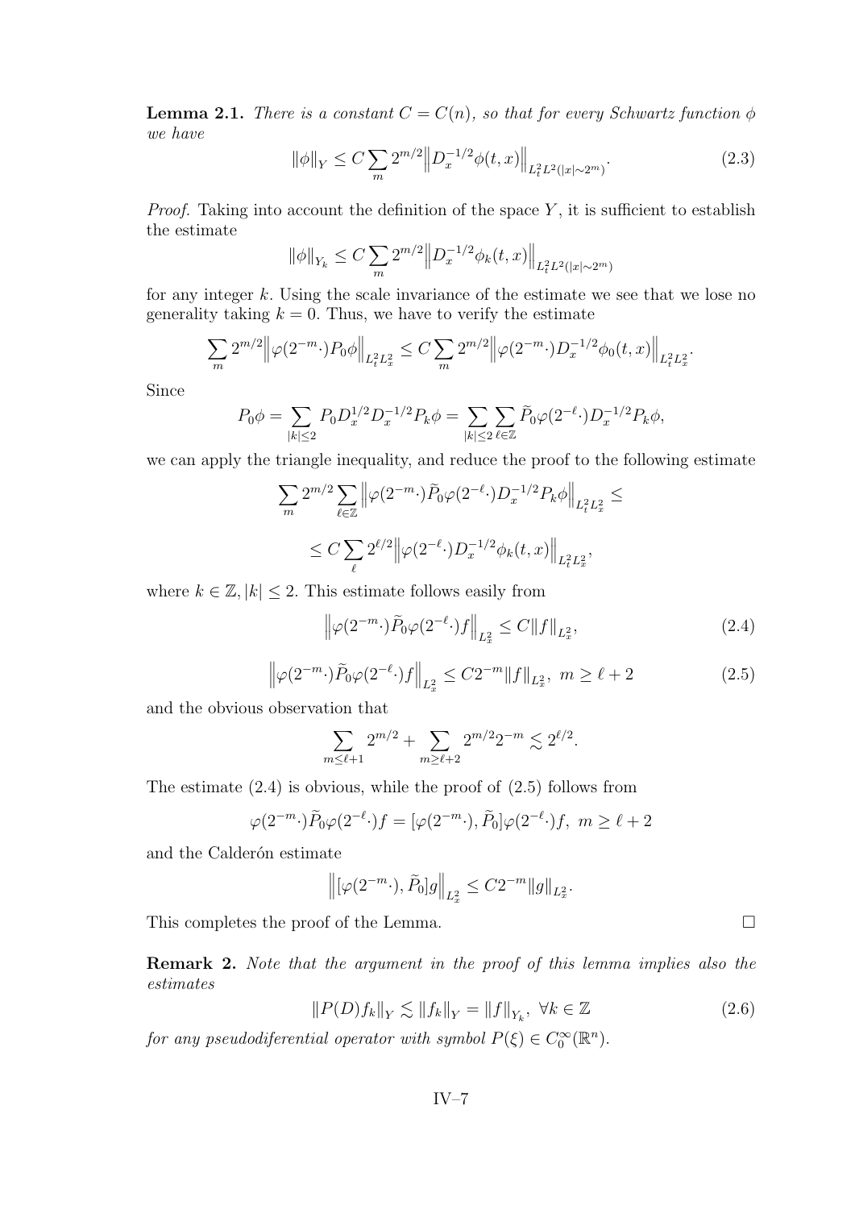**Lemma 2.1.** *There is a constant $C = C(n)$, so that for every Schwartz function $\phi$ we have*

$$\|\phi\|_Y \leq C \sum_m 2^{m/2} \Big\| D_x^{-1/2} \phi(t,x) \Big\|_{L_t^2 L^2(|x| \sim 2^m)}. \tag{2.3}$$

*Proof.* Taking into account the definition of the space $Y$, it is sufficient to establish the estimate

$$\|\phi\|_{Y_k} \leq C \sum_m 2^{m/2} \Big\| D_x^{-1/2} \phi_k(t,x) \Big\|_{L_t^2 L^2(|x| \sim 2^m)}$$

for any integer $k$. Using the scale invariance of the estimate we see that we lose no generality taking $k = 0$. Thus, we have to verify the estimate

$$\sum_m 2^{m/2} \Big\| \varphi(2^{-m} \cdot) P_0 \phi \Big\|_{L_t^2 L_x^2} \leq C \sum_m 2^{m/2} \Big\| \varphi(2^{-m} \cdot) D_x^{-1/2} \phi_0(t,x) \Big\|_{L_t^2 L_x^2}.$$

Since

$$P_0 \phi = \sum_{|k| \leq 2} P_0 D_x^{1/2} D_x^{-1/2} P_k \phi = \sum_{|k| \leq 2} \sum_{\ell \in \mathbb{Z}} \widetilde{P}_0 \varphi(2^{-\ell} \cdot) D_x^{-1/2} P_k \phi,$$

we can apply the triangle inequality, and reduce the proof to the following estimate

$$\sum_m 2^{m/2} \sum_{\ell \in \mathbb{Z}} \Big\| \varphi(2^{-m} \cdot) \widetilde{P}_0 \varphi(2^{-\ell} \cdot) D_x^{-1/2} P_k \phi \Big\|_{L_t^2 L_x^2} \leq$$

$$\leq C \sum_\ell 2^{\ell/2} \Big\| \varphi(2^{-\ell} \cdot) D_x^{-1/2} \phi_k(t,x) \Big\|_{L_t^2 L_x^2},$$

where $k \in \mathbb{Z}, |k| \leq 2$. This estimate follows easily from

$$\Big\| \varphi(2^{-m} \cdot) \widetilde{P}_0 \varphi(2^{-\ell} \cdot) f \Big\|_{L_x^2} \leq C \|f\|_{L_x^2}, \tag{2.4}$$

$$\Big\| \varphi(2^{-m} \cdot) \widetilde{P}_0 \varphi(2^{-\ell} \cdot) f \Big\|_{L_x^2} \leq C 2^{-m} \|f\|_{L_x^2}, \ m \geq \ell + 2 \tag{2.5}$$

and the obvious observation that

$$\sum_{m \leq \ell + 1} 2^{m/2} + \sum_{m \geq \ell + 2} 2^{m/2} 2^{-m} \lesssim 2^{\ell/2}.$$

The estimate (2.4) is obvious, while the proof of (2.5) follows from

$$\varphi(2^{-m} \cdot) \widetilde{P}_0 \varphi(2^{-\ell} \cdot) f = [\varphi(2^{-m} \cdot), \widetilde{P}_0] \varphi(2^{-\ell} \cdot) f, \ m \geq \ell + 2$$

and the Calderón estimate

$$\Big\| [\varphi(2^{-m} \cdot), \widetilde{P}_0] g \Big\|_{L_x^2} \leq C 2^{-m} \|g\|_{L_x^2}.$$

This completes the proof of the Lemma. $\square$

**Remark 2.** *Note that the argument in the proof of this lemma implies also the estimates*

$$\|P(D) f_k\|_Y \lesssim \|f_k\|_Y = \|f\|_{Y_k}, \ \forall k \in \mathbb{Z} \tag{2.6}$$

*for any pseudodiferential operator with symbol $P(\xi) \in C_0^\infty(\mathbb{R}^n)$.*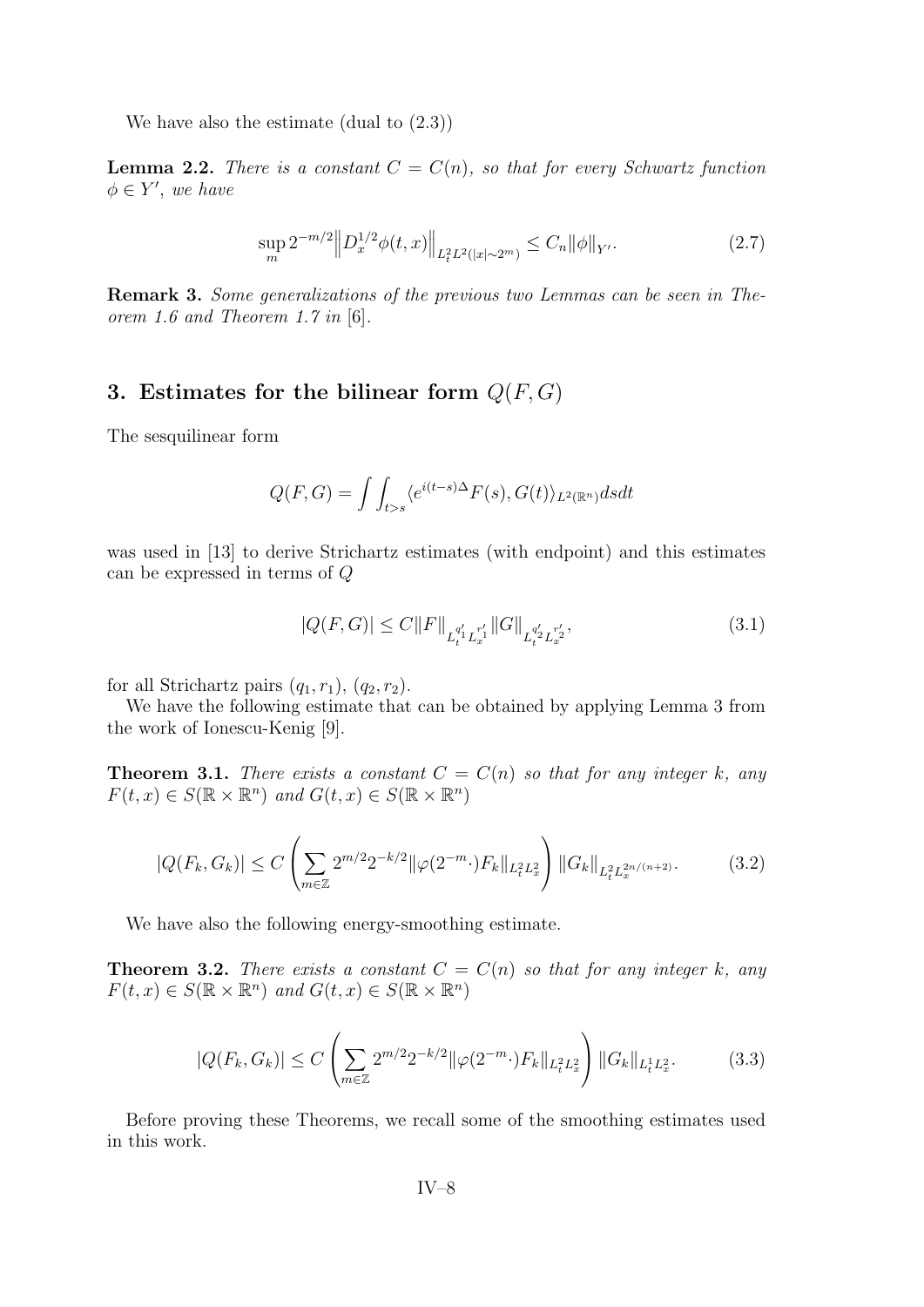We have also the estimate (dual to (2.3))

**Lemma 2.2.** *There is a constant $C = C(n)$, so that for every Schwartz function $\phi \in Y'$, we have*

$$\sup_m 2^{-m/2} \left\| D_x^{1/2} \phi(t,x) \right\|_{L_t^2 L^2(|x|\sim 2^m)} \le C_n \|\phi\|_{Y'}. \tag{2.7}$$

**Remark 3.** *Some generalizations of the previous two Lemmas can be seen in Theorem 1.6 and Theorem 1.7 in [6].*

## 3. Estimates for the bilinear form $Q(F,G)$

The sesquilinear form

$$Q(F,G) = \int \int_{t>s} \langle e^{i(t-s)\Delta} F(s), G(t) \rangle_{L^2(\mathbb{R}^n)} ds dt$$

was used in [13] to derive Strichartz estimates (with endpoint) and this estimates can be expressed in terms of $Q$

$$|Q(F,G)| \le C \|F\|_{L_t^{q_1'} L_x^{r_1'}} \|G\|_{L_t^{q_2'} L_x^{r_2'}}, \tag{3.1}$$

for all Strichartz pairs $(q_1, r_1)$, $(q_2, r_2)$.

We have the following estimate that can be obtained by applying Lemma 3 from the work of Ionescu-Kenig [9].

**Theorem 3.1.** *There exists a constant $C = C(n)$ so that for any integer $k$, any $F(t,x) \in S(\mathbb{R} \times \mathbb{R}^n)$ and $G(t,x) \in S(\mathbb{R} \times \mathbb{R}^n)$*

$$|Q(F_k, G_k)| \le C \left( \sum_{m \in \mathbb{Z}} 2^{m/2} 2^{-k/2} \|\varphi(2^{-m} \cdot) F_k\|_{L_t^2 L_x^2} \right) \|G_k\|_{L_t^2 L_x^{2n/(n+2)}}. \tag{3.2}$$

We have also the following energy-smoothing estimate.

**Theorem 3.2.** *There exists a constant $C = C(n)$ so that for any integer $k$, any $F(t,x) \in S(\mathbb{R} \times \mathbb{R}^n)$ and $G(t,x) \in S(\mathbb{R} \times \mathbb{R}^n)$*

$$|Q(F_k, G_k)| \le C \left( \sum_{m \in \mathbb{Z}} 2^{m/2} 2^{-k/2} \|\varphi(2^{-m} \cdot) F_k\|_{L_t^2 L_x^2} \right) \|G_k\|_{L_t^1 L_x^2}. \tag{3.3}$$

Before proving these Theorems, we recall some of the smoothing estimates used in this work.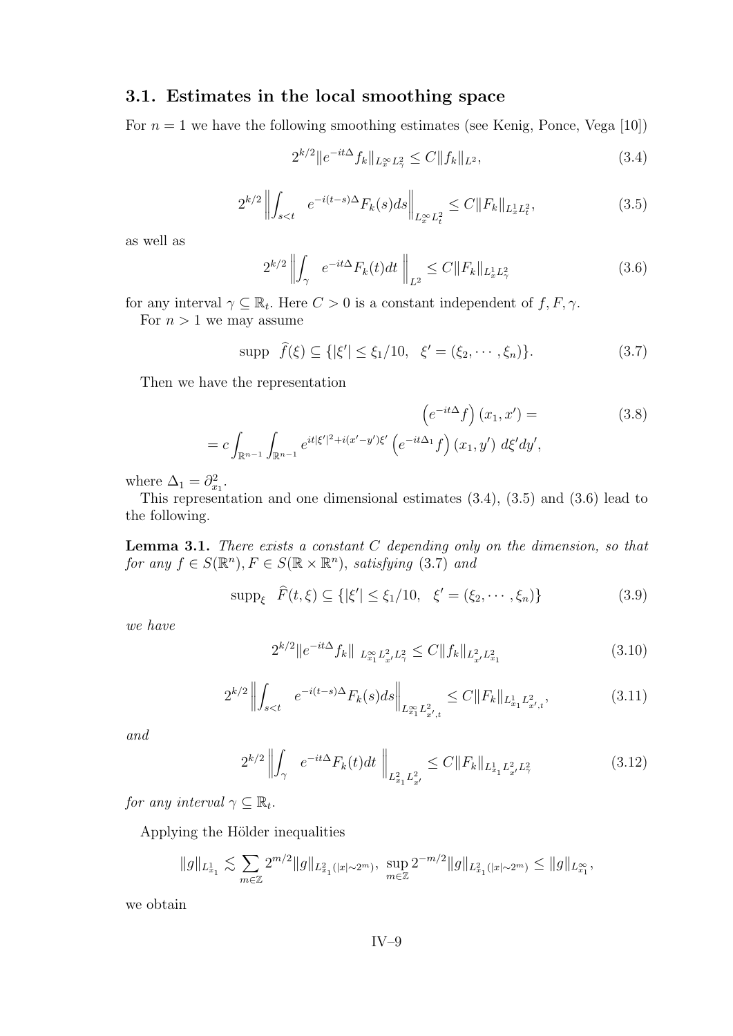### 3.1. Estimates in the local smoothing space

For $n = 1$ we have the following smoothing estimates (see Kenig, Ponce, Vega [10])

$$2^{k/2}\|e^{-it\Delta}f_k\|_{L^\infty_x L^2_\gamma} \leq C\|f_k\|_{L^2}, \tag{3.4}$$

$$2^{k/2}\left\|\int_{s<t} e^{-i(t-s)\Delta}F_k(s)ds\right\|_{L^\infty_x L^2_t} \leq C\|F_k\|_{L^1_x L^2_t}, \tag{3.5}$$

as well as

$$2^{k/2}\left\|\int_\gamma e^{-it\Delta}F_k(t)dt\right\|_{L^2} \leq C\|F_k\|_{L^1_x L^2_\gamma} \tag{3.6}$$

for any interval $\gamma \subseteq \mathbb{R}_t$. Here $C > 0$ is a constant independent of $f, F, \gamma$.

For $n > 1$ we may assume

$$\text{supp} \quad \widehat{f}(\xi) \subseteq \{|\xi'| \leq \xi_1/10, \quad \xi' = (\xi_2, \cdots, \xi_n)\}. \tag{3.7}$$

Then we have the representation

$$\left(e^{-it\Delta}f\right)(x_1, x') = \tag{3.8}$$
$$= c\int_{\mathbb{R}^{n-1}}\int_{\mathbb{R}^{n-1}} e^{it|\xi'|^2 + i(x'-y')\xi'}\left(e^{-it\Delta_1}f\right)(x_1, y')\, d\xi' dy',$$

where $\Delta_1 = \partial^2_{x_1}$.

This representation and one dimensional estimates (3.4), (3.5) and (3.6) lead to the following.

**Lemma 3.1.** *There exists a constant $C$ depending only on the dimension, so that for any $f \in S(\mathbb{R}^n)$, $F \in S(\mathbb{R} \times \mathbb{R}^n)$, satisfying (3.7) and*

$$\text{supp}_\xi \quad \widehat{F}(t, \xi) \subseteq \{|\xi'| \leq \xi_1/10, \quad \xi' = (\xi_2, \cdots, \xi_n)\} \tag{3.9}$$

*we have*

$$2^{k/2}\|e^{-it\Delta}f_k\|_{L^\infty_{x_1} L^2_{x'} L^2_\gamma} \leq C\|f_k\|_{L^2_{x'} L^2_{x_1}} \tag{3.10}$$

$$2^{k/2}\left\|\int_{s<t} e^{-i(t-s)\Delta}F_k(s)ds\right\|_{L^\infty_{x_1} L^2_{x',t}} \leq C\|F_k\|_{L^1_{x_1} L^2_{x',t}}, \tag{3.11}$$

*and*

$$2^{k/2}\left\|\int_\gamma e^{-it\Delta}F_k(t)dt\right\|_{L^2_{x_1} L^2_{x'}} \leq C\|F_k\|_{L^1_{x_1} L^2_{x'} L^2_\gamma} \tag{3.12}$$

*for any interval $\gamma \subseteq \mathbb{R}_t$.*

Applying the Hölder inequalities

$$\|g\|_{L^1_{x_1}} \lesssim \sum_{m\in\mathbb{Z}} 2^{m/2}\|g\|_{L^2_{x_1}(|x|\sim 2^m)}, \ \sup_{m\in\mathbb{Z}} 2^{-m/2}\|g\|_{L^2_{x_1}(|x|\sim 2^m)} \leq \|g\|_{L^\infty_{x_1}},$$

we obtain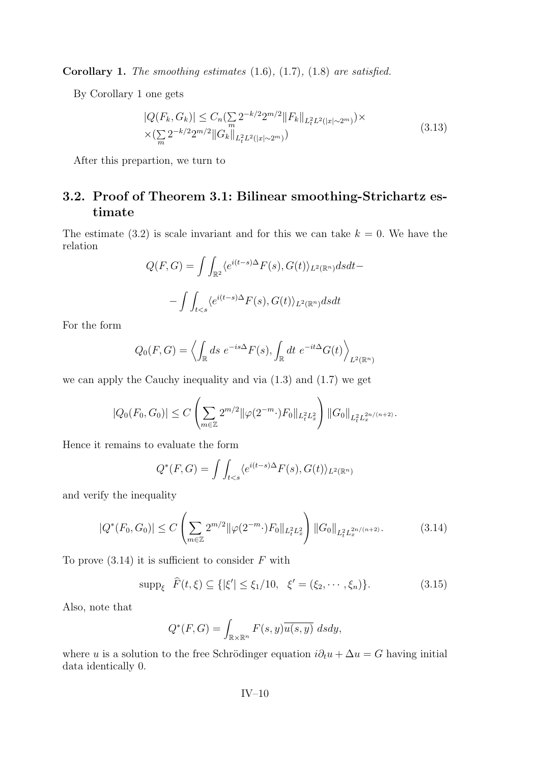**Corollary 1.** *The smoothing estimates* (1.6), (1.7), (1.8) *are satisfied.*

By Corollary 1 one gets

$$
\begin{aligned}
&|Q(F_k, G_k)| \le C_n (\sum_m 2^{-k/2} 2^{m/2} \|F_k\|_{L^2_t L^2(|x|\sim 2^m)}) \times \\
&\times (\sum_m 2^{-k/2} 2^{m/2} \|G_k\|_{L^2_t L^2(|x|\sim 2^m)})
\end{aligned}
\tag{3.13}
$$

After this prepartion, we turn to

## 3.2. Proof of Theorem 3.1: Bilinear smoothing-Strichartz estimate

The estimate (3.2) is scale invariant and for this we can take $k = 0$. We have the relation

$$
Q(F, G) = \int \int_{\mathbb{R}^2} \langle e^{i(t-s)\Delta} F(s), G(t) \rangle_{L^2(\mathbb{R}^n)} ds dt -
$$

$$
- \int \int_{t<s} \langle e^{i(t-s)\Delta} F(s), G(t) \rangle_{L^2(\mathbb{R}^n)} ds dt
$$

For the form

$$
Q_0(F, G) = \left\langle \int_{\mathbb{R}} ds \; e^{-is\Delta} F(s), \int_{\mathbb{R}} dt \; e^{-it\Delta} G(t) \right\rangle_{L^2(\mathbb{R}^n)}
$$

we can apply the Cauchy inequality and via (1.3) and (1.7) we get

$$
|Q_0(F_0, G_0)| \le C \left( \sum_{m \in \mathbb{Z}} 2^{m/2} \|\varphi(2^{-m} \cdot) F_0\|_{L^2_t L^2_x} \right) \|G_0\|_{L^2_t L^{2n/(n+2)}_x}.
$$

Hence it remains to evaluate the form

$$
Q^*(F, G) = \int \int_{t<s} \langle e^{i(t-s)\Delta} F(s), G(t) \rangle_{L^2(\mathbb{R}^n)}
$$

and verify the inequality

$$
|Q^*(F_0, G_0)| \le C \left( \sum_{m \in \mathbb{Z}} 2^{m/2} \|\varphi(2^{-m} \cdot) F_0\|_{L^2_t L^2_x} \right) \|G_0\|_{L^2_t L^{2n/(n+2)}_x}.
\tag{3.14}
$$

To prove (3.14) it is sufficient to consider $F$ with

$$
\operatorname{supp}_\xi \; \widehat{F}(t, \xi) \subseteq \{ |\xi'| \le \xi_1/10, \quad \xi' = (\xi_2, \cdots, \xi_n) \}.
\tag{3.15}
$$

Also, note that

$$
Q^*(F, G) = \int_{\mathbb{R} \times \mathbb{R}^n} F(s, y) \overline{u(s, y)} \; ds dy,
$$

where $u$ is a solution to the free Schrödinger equation $i\partial_t u + \Delta u = G$ having initial data identically 0.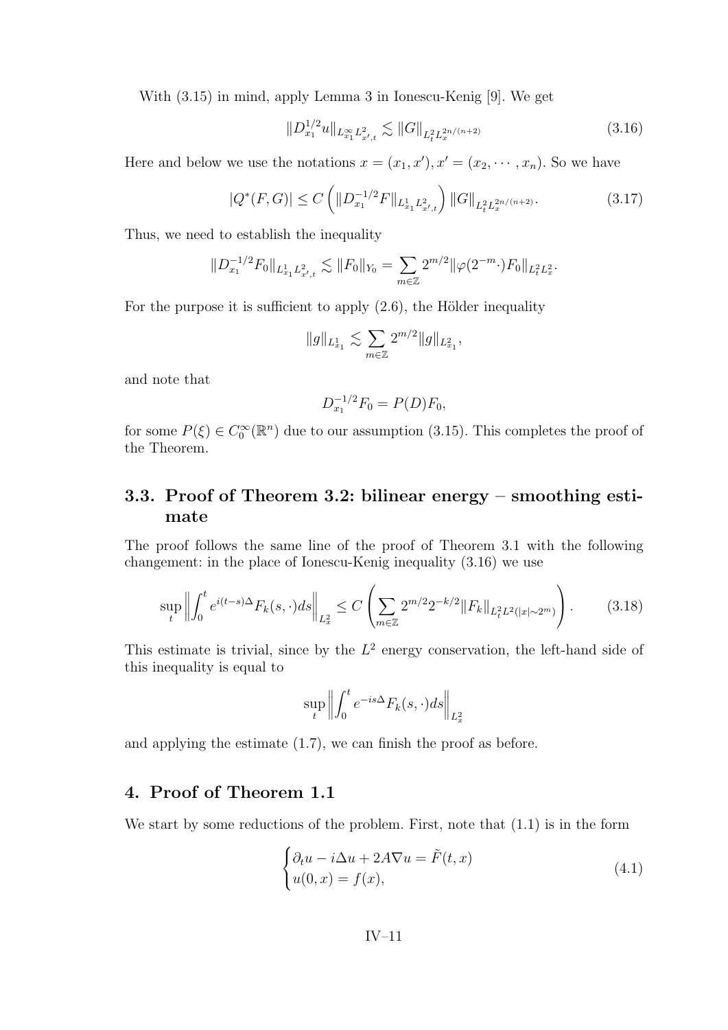With (3.15) in mind, apply Lemma 3 in Ionescu-Kenig [9]. We get

$$\|D_{x_1}^{1/2}u\|_{L^\infty_{x_1}L^2_{x',t}} \lesssim \|G\|_{L^2_tL^{2n/(n+2)}_x} \tag{3.16}$$

Here and below we use the notations $x = (x_1, x'), x' = (x_2, \cdots, x_n)$. So we have

$$|Q^*(F,G)| \le C\left(\|D_{x_1}^{-1/2}F\|_{L^1_{x_1}L^2_{x',t}}\right)\|G\|_{L^2_tL^{2n/(n+2)}_x}. \tag{3.17}$$

Thus, we need to establish the inequality

$$\|D_{x_1}^{-1/2}F_0\|_{L^1_{x_1}L^2_{x',t}} \lesssim \|F_0\|_{Y_0} = \sum_{m\in\mathbb{Z}} 2^{m/2}\|\varphi(2^{-m}\cdot)F_0\|_{L^2_tL^2_x}.$$

For the purpose it is sufficient to apply (2.6), the Hölder inequality

$$\|g\|_{L^1_{x_1}} \lesssim \sum_{m\in\mathbb{Z}} 2^{m/2}\|g\|_{L^2_{x_1}},$$

and note that

$$D_{x_1}^{-1/2}F_0 = P(D)F_0,$$

for some $P(\xi) \in C_0^\infty(\mathbb{R}^n)$ due to our assumption (3.15). This completes the proof of the Theorem.

## 3.3. Proof of Theorem 3.2: bilinear energy – smoothing estimate

The proof follows the same line of the proof of Theorem 3.1 with the following changement: in the place of Ionescu-Kenig inequality (3.16) we use

$$\sup_t\left\|\int_0^t e^{i(t-s)\Delta}F_k(s,\cdot)ds\right\|_{L^2_x} \le C\left(\sum_{m\in\mathbb{Z}} 2^{m/2}2^{-k/2}\|F_k\|_{L^2_tL^2(|x|\sim 2^m)}\right). \tag{3.18}$$

This estimate is trivial, since by the $L^2$ energy conservation, the left-hand side of this inequality is equal to

$$\sup_t\left\|\int_0^t e^{-is\Delta}F_k(s,\cdot)ds\right\|_{L^2_x}$$

and applying the estimate (1.7), we can finish the proof as before.

## 4. Proof of Theorem 1.1

We start by some reductions of the problem. First, note that (1.1) is in the form

$$\begin{cases}\partial_t u - i\Delta u + 2A\nabla u = \tilde{F}(t,x)\\ u(0,x) = f(x),\end{cases} \tag{4.1}$$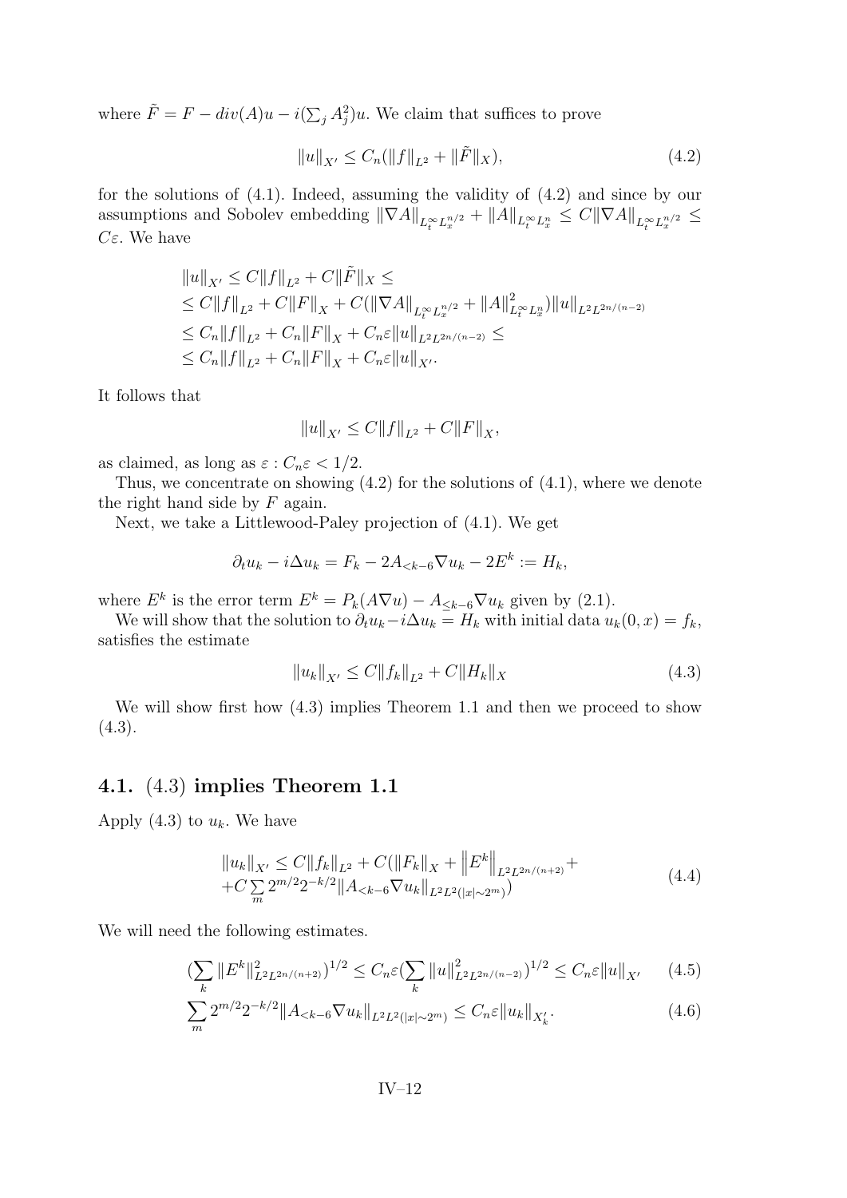where $\tilde{F} = F - div(A)u - i(\sum_j A_j^2)u$. We claim that suffices to prove

$$\|u\|_{X'} \leq C_n(\|f\|_{L^2} + \|\tilde{F}\|_X), \tag{4.2}$$

for the solutions of (4.1). Indeed, assuming the validity of (4.2) and since by our assumptions and Sobolev embedding $\|\nabla A\|_{L^\infty_t L^{n/2}_x} + \|A\|_{L^\infty_t L^n_x} \leq C\|\nabla A\|_{L^\infty_t L^{n/2}_x} \leq C\varepsilon$. We have

$$\begin{aligned}
&\|u\|_{X'} \leq C\|f\|_{L^2} + C\|\tilde{F}\|_X \leq \\
&\leq C\|f\|_{L^2} + C\|F\|_X + C(\|\nabla A\|_{L^\infty_t L^{n/2}_x} + \|A\|^2_{L^\infty_t L^n_x})\|u\|_{L^2 L^{2n/(n-2)}} \\
&\leq C_n\|f\|_{L^2} + C_n\|F\|_X + C_n\varepsilon\|u\|_{L^2 L^{2n/(n-2)}} \leq \\
&\leq C_n\|f\|_{L^2} + C_n\|F\|_X + C_n\varepsilon\|u\|_{X'}.
\end{aligned}$$

It follows that

$$\|u\|_{X'} \leq C\|f\|_{L^2} + C\|F\|_X,$$

as claimed, as long as $\varepsilon : C_n\varepsilon < 1/2$.

Thus, we concentrate on showing (4.2) for the solutions of (4.1), where we denote the right hand side by $F$ again.

Next, we take a Littlewood-Paley projection of (4.1). We get

$$\partial_t u_k - i\Delta u_k = F_k - 2A_{<k-6}\nabla u_k - 2E^k := H_k,$$

where $E^k$ is the error term $E^k = P_k(A\nabla u) - A_{\leq k-6}\nabla u_k$ given by (2.1).

We will show that the solution to $\partial_t u_k - i\Delta u_k = H_k$ with initial data $u_k(0,x) = f_k$, satisfies the estimate

$$\|u_k\|_{X'} \leq C\|f_k\|_{L^2} + C\|H_k\|_X \tag{4.3}$$

We will show first how (4.3) implies Theorem 1.1 and then we proceed to show (4.3).

## 4.1. (4.3) implies Theorem 1.1

Apply (4.3) to $u_k$. We have

$$\begin{aligned}
&\|u_k\|_{X'} \leq C\|f_k\|_{L^2} + C(\|F_k\|_X + \left\|E^k\right\|_{L^2 L^{2n/(n+2)}} + \\
&+ C\sum_m 2^{m/2} 2^{-k/2}\|A_{<k-6}\nabla u_k\|_{L^2 L^2(|x|\sim 2^m)})
\end{aligned} \tag{4.4}$$

We will need the following estimates.

$$(\sum_k \|E^k\|^2_{L^2 L^{2n/(n+2)}})^{1/2} \leq C_n\varepsilon(\sum_k \|u\|^2_{L^2 L^{2n/(n-2)}})^{1/2} \leq C_n\varepsilon\|u\|_{X'} \tag{4.5}$$

$$\sum_m 2^{m/2} 2^{-k/2}\|A_{<k-6}\nabla u_k\|_{L^2 L^2(|x|\sim 2^m)} \leq C_n\varepsilon\|u_k\|_{X'_k}. \tag{4.6}$$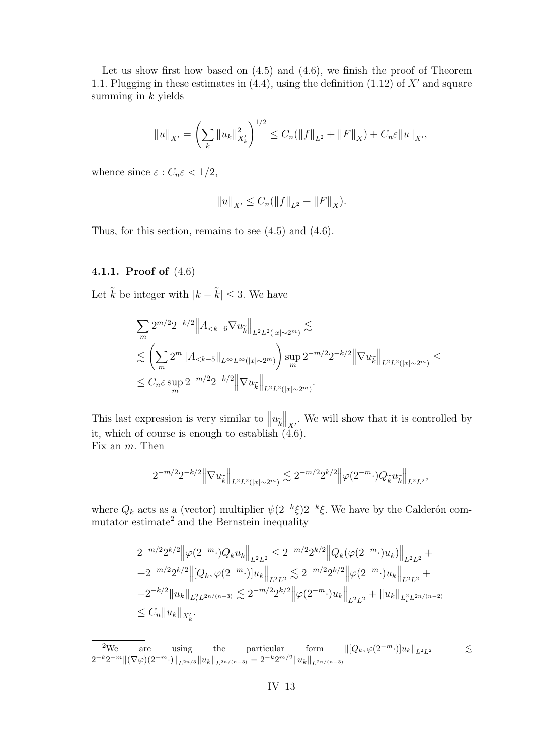Let us show first how based on (4.5) and (4.6), we finish the proof of Theorem 1.1. Plugging in these estimates in (4.4), using the definition (1.12) of $X'$ and square summing in $k$ yields

$$\|u\|_{X'} = \left(\sum_k \|u_k\|^2_{X'_k}\right)^{1/2} \leq C_n(\|f\|_{L^2} + \|F\|_X) + C_n\varepsilon\|u\|_{X'},$$

whence since $\varepsilon : C_n\varepsilon < 1/2$,

$$\|u\|_{X'} \leq C_n(\|f\|_{L^2} + \|F\|_X).$$

Thus, for this section, remains to see (4.5) and (4.6).

#### 4.1.1. Proof of (4.6)

Let $\widetilde{k}$ be integer with $|k - \widetilde{k}| \leq 3$. We have

$$\begin{aligned}
&\sum_m 2^{m/2}2^{-k/2}\left\|A_{<k-6}\nabla u_{\widetilde{k}}\right\|_{L^2L^2(|x|\sim 2^m)} \lesssim \\
&\lesssim \left(\sum_m 2^m \|A_{<k-5}\|_{L^\infty L^\infty(|x|\sim 2^m)}\right) \sup_m 2^{-m/2}2^{-k/2}\left\|\nabla u_{\widetilde{k}}\right\|_{L^2L^2(|x|\sim 2^m)} \leq \\
&\leq C_n\varepsilon \sup_m 2^{-m/2}2^{-k/2}\left\|\nabla u_{\widetilde{k}}\right\|_{L^2L^2(|x|\sim 2^m)}.
\end{aligned}$$

This last expression is very similar to $\left\|u_{\widetilde{k}}\right\|_{X'}$. We will show that it is controlled by it, which of course is enough to establish (4.6).
Fix an $m$. Then

$$2^{-m/2}2^{-k/2}\left\|\nabla u_{\widetilde{k}}\right\|_{L^2L^2(|x|\sim 2^m)} \lesssim 2^{-m/2}2^{k/2}\left\|\varphi(2^{-m}\cdot)Q_{\widetilde{k}}u_{\widetilde{k}}\right\|_{L^2L^2},$$

where $Q_k$ acts as a (vector) multiplier $\psi(2^{-k}\xi)2^{-k}\xi$. We have by the Calderón commutator estimate[2] and the Bernstein inequality

$$\begin{aligned}
&2^{-m/2}2^{k/2}\left\|\varphi(2^{-m}\cdot)Q_k u_k\right\|_{L^2L^2} \leq 2^{-m/2}2^{k/2}\left\|Q_k(\varphi(2^{-m}\cdot)u_k)\right\|_{L^2L^2} + \\
&+2^{-m/2}2^{k/2}\left\|[Q_k, \varphi(2^{-m}\cdot)]u_k\right\|_{L^2L^2} \lesssim 2^{-m/2}2^{k/2}\left\|\varphi(2^{-m}\cdot)u_k\right\|_{L^2L^2} + \\
&+2^{-k/2}\|u_k\|_{L^2_tL^{2n/(n-3)}} \lesssim 2^{-m/2}2^{k/2}\left\|\varphi(2^{-m}\cdot)u_k\right\|_{L^2L^2} + \|u_k\|_{L^2_tL^{2n/(n-2)}} \\
&\leq C_n\|u_k\|_{X'_k}.
\end{aligned}$$

---

[2] We are using the particular form $\|[Q_k, \varphi(2^{-m}\cdot)]u_k\|_{L^2L^2} \lesssim 2^{-k}2^{-m}\|(\nabla\varphi)(2^{-m}\cdot)\|_{L^{2n/3}}\|u_k\|_{L^{2n/(n-3)}} = 2^{-k}2^{m/2}\|u_k\|_{L^{2n/(n-3)}}$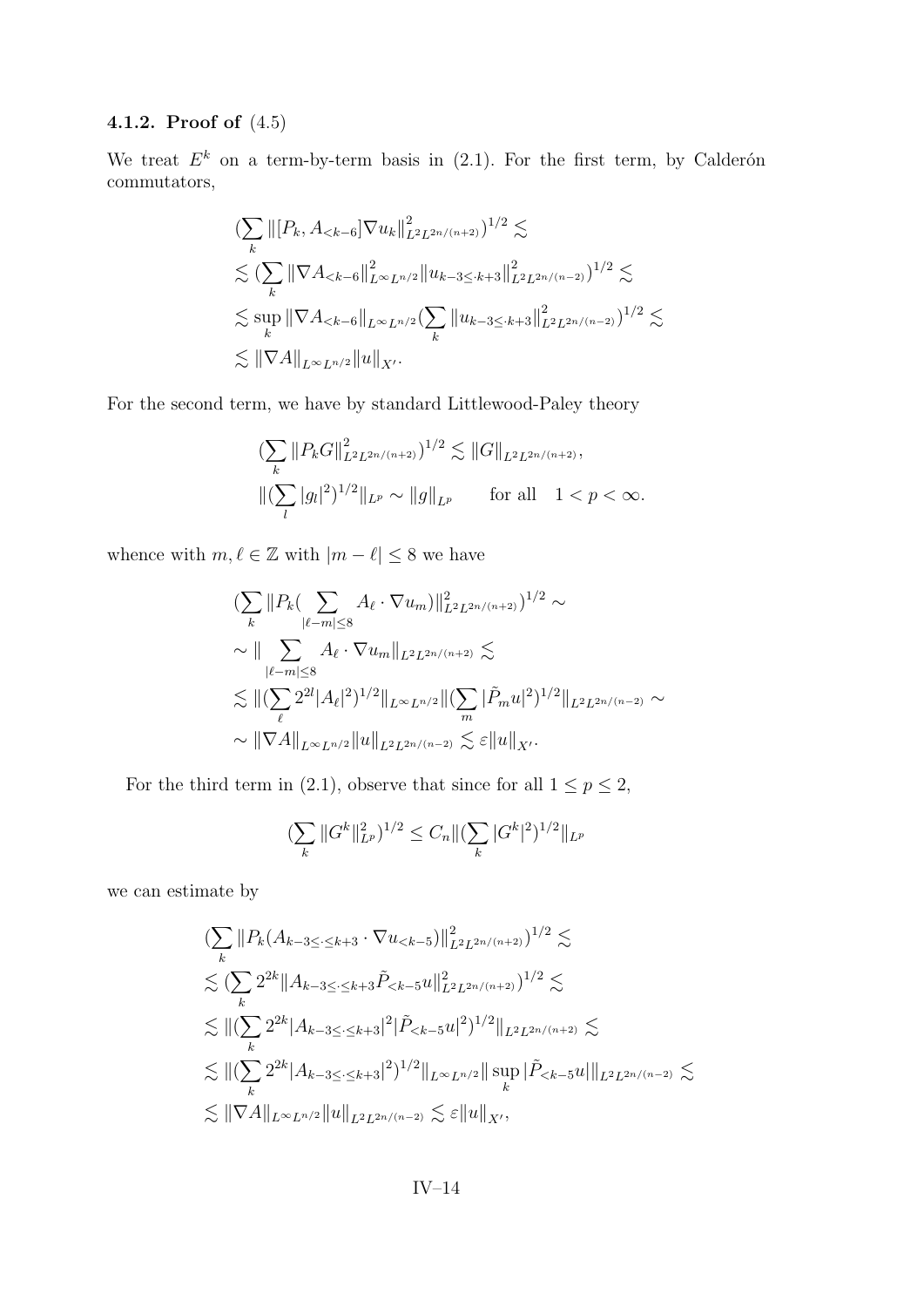#### 4.1.2. Proof of (4.5)

We treat $E^k$ on a term-by-term basis in (2.1). For the first term, by Calderón commutators,

$$
\begin{aligned}
&(\sum_k \|[P_k, A_{<k-6}]\nabla u_k\|^2_{L^2L^{2n/(n+2)}})^{1/2} \lesssim \\
&\lesssim (\sum_k \|\nabla A_{<k-6}\|^2_{L^\infty L^{n/2}} \|u_{k-3\le \cdot k+3}\|^2_{L^2L^{2n/(n-2)}})^{1/2} \lesssim \\
&\lesssim \sup_k \|\nabla A_{<k-6}\|_{L^\infty L^{n/2}} (\sum_k \|u_{k-3\le \cdot k+3}\|^2_{L^2L^{2n/(n-2)}})^{1/2} \lesssim \\
&\lesssim \|\nabla A\|_{L^\infty L^{n/2}} \|u\|_{X'}.
\end{aligned}
$$

For the second term, we have by standard Littlewood-Paley theory

$$
\begin{aligned}
&(\sum_k \|P_k G\|^2_{L^2L^{2n/(n+2)}})^{1/2} \lesssim \|G\|_{L^2L^{2n/(n+2)}}, \\
&\|(\sum_l |g_l|^2)^{1/2}\|_{L^p} \sim \|g\|_{L^p} \qquad \text{for all} \quad 1 < p < \infty.
\end{aligned}
$$

whence with $m, \ell \in \mathbb{Z}$ with $|m - \ell| \le 8$ we have

$$
\begin{aligned}
&(\sum_k \|P_k(\sum_{|\ell-m|\le 8} A_\ell \cdot \nabla u_m)\|^2_{L^2L^{2n/(n+2)}})^{1/2} \sim \\
&\sim \|\sum_{|\ell-m|\le 8} A_\ell \cdot \nabla u_m\|_{L^2L^{2n/(n+2)}} \lesssim \\
&\lesssim \|(\sum_\ell 2^{2l}|A_\ell|^2)^{1/2}\|_{L^\infty L^{n/2}} \|(\sum_m |\tilde{P}_m u|^2)^{1/2}\|_{L^2L^{2n/(n-2)}} \sim \\
&\sim \|\nabla A\|_{L^\infty L^{n/2}} \|u\|_{L^2L^{2n/(n-2)}} \lesssim \varepsilon \|u\|_{X'}.
\end{aligned}
$$

For the third term in (2.1), observe that since for all $1 \le p \le 2$,

$$
(\sum_k \|G^k\|^2_{L^p})^{1/2} \le C_n \|(\sum_k |G^k|^2)^{1/2}\|_{L^p}
$$

we can estimate by

$$
\begin{aligned}
&(\sum_k \|P_k(A_{k-3\le\cdot\le k+3} \cdot \nabla u_{<k-5})\|^2_{L^2L^{2n/(n+2)}})^{1/2} \lesssim \\
&\lesssim (\sum_k 2^{2k} \|A_{k-3\le\cdot\le k+3} \tilde{P}_{<k-5} u\|^2_{L^2L^{2n/(n+2)}})^{1/2} \lesssim \\
&\lesssim \|(\sum_k 2^{2k} |A_{k-3\le\cdot\le k+3}|^2 |\tilde{P}_{<k-5} u|^2)^{1/2}\|_{L^2L^{2n/(n+2)}} \lesssim \\
&\lesssim \|(\sum_k 2^{2k} |A_{k-3\le\cdot\le k+3}|^2)^{1/2}\|_{L^\infty L^{n/2}} \|\sup_k |\tilde{P}_{<k-5} u|\|_{L^2L^{2n/(n-2)}} \lesssim \\
&\lesssim \|\nabla A\|_{L^\infty L^{n/2}} \|u\|_{L^2L^{2n/(n-2)}} \lesssim \varepsilon \|u\|_{X'},
\end{aligned}
$$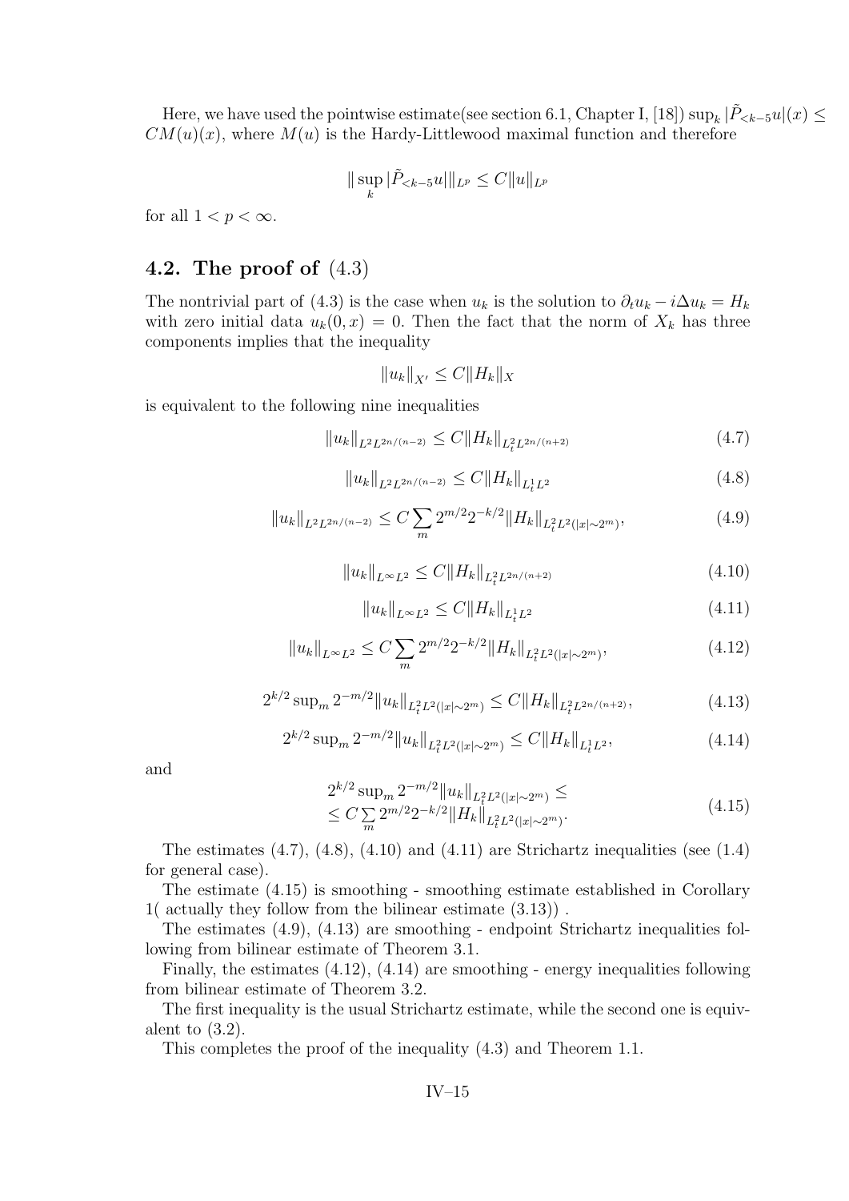Here, we have used the pointwise estimate(see section 6.1, Chapter I, [18]) $\sup_k |\tilde{P}_{<k-5} u|(x) \leq CM(u)(x)$, where $M(u)$ is the Hardy-Littlewood maximal function and therefore

$$\| \sup_k |\tilde{P}_{<k-5} u| \|_{L^p} \leq C \|u\|_{L^p}$$

for all $1 < p < \infty$.

## 4.2. The proof of (4.3)

The nontrivial part of (4.3) is the case when $u_k$ is the solution to $\partial_t u_k - i\Delta u_k = H_k$ with zero initial data $u_k(0, x) = 0$. Then the fact that the norm of $X_k$ has three components implies that the inequality

$$\|u_k\|_{X'} \leq C \|H_k\|_X$$

is equivalent to the following nine inequalities

$$\|u_k\|_{L^2 L^{2n/(n-2)}} \leq C \|H_k\|_{L^2_t L^{2n/(n+2)}} \tag{4.7}$$

$$\|u_k\|_{L^2 L^{2n/(n-2)}} \leq C \|H_k\|_{L^1_t L^2} \tag{4.8}$$

$$\|u_k\|_{L^2 L^{2n/(n-2)}} \leq C \sum_m 2^{m/2} 2^{-k/2} \|H_k\|_{L^2_t L^2(|x| \sim 2^m)}, \tag{4.9}$$

$$\|u_k\|_{L^\infty L^2} \leq C \|H_k\|_{L^2_t L^{2n/(n+2)}} \tag{4.10}$$

$$\|u_k\|_{L^\infty L^2} \leq C \|H_k\|_{L^1_t L^2} \tag{4.11}$$

$$\|u_k\|_{L^\infty L^2} \leq C \sum_m 2^{m/2} 2^{-k/2} \|H_k\|_{L^2_t L^2(|x| \sim 2^m)}, \tag{4.12}$$

$$2^{k/2} \sup_m 2^{-m/2} \|u_k\|_{L^2_t L^2(|x| \sim 2^m)} \leq C \|H_k\|_{L^2_t L^{2n/(n+2)}}, \tag{4.13}$$

$$2^{k/2} \sup_m 2^{-m/2} \|u_k\|_{L^2_t L^2(|x| \sim 2^m)} \leq C \|H_k\|_{L^1_t L^2}, \tag{4.14}$$

and

$$\begin{aligned} &2^{k/2} \sup_m 2^{-m/2} \|u_k\|_{L^2_t L^2(|x| \sim 2^m)} \leq \\ &\leq C \sum_m 2^{m/2} 2^{-k/2} \|H_k\|_{L^2_t L^2(|x| \sim 2^m)}. \end{aligned} \tag{4.15}$$

The estimates (4.7), (4.8), (4.10) and (4.11) are Strichartz inequalities (see (1.4) for general case).

The estimate (4.15) is smoothing - smoothing estimate established in Corollary 1( actually they follow from the bilinear estimate (3.13)) .

The estimates (4.9), (4.13) are smoothing - endpoint Strichartz inequalities following from bilinear estimate of Theorem 3.1.

Finally, the estimates (4.12), (4.14) are smoothing - energy inequalities following from bilinear estimate of Theorem 3.2.

The first inequality is the usual Strichartz estimate, while the second one is equivalent to (3.2).

This completes the proof of the inequality (4.3) and Theorem 1.1.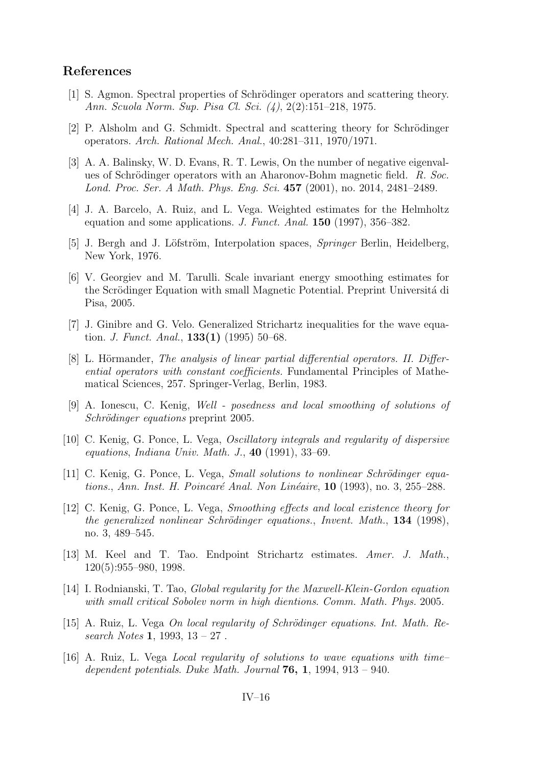## References

[1] S. Agmon. Spectral properties of Schrödinger operators and scattering theory. *Ann. Scuola Norm. Sup. Pisa Cl. Sci. (4)*, 2(2):151–218, 1975.

[2] P. Alsholm and G. Schmidt. Spectral and scattering theory for Schrödinger operators. *Arch. Rational Mech. Anal.*, 40:281–311, 1970/1971.

[3] A. A. Balinsky, W. D. Evans, R. T. Lewis, On the number of negative eigenvalues of Schrödinger operators with an Aharonov-Bohm magnetic field. *R. Soc. Lond. Proc. Ser. A Math. Phys. Eng. Sci.* **457** (2001), no. 2014, 2481–2489.

[4] J. A. Barcelo, A. Ruiz, and L. Vega. Weighted estimates for the Helmholtz equation and some applications. *J. Funct. Anal.* **150** (1997), 356–382.

[5] J. Bergh and J. Löfström, Interpolation spaces, *Springer* Berlin, Heidelberg, New York, 1976.

[6] V. Georgiev and M. Tarulli. Scale invariant energy smoothing estimates for the Scrödinger Equation with small Magnetic Potential. Preprint Universitá di Pisa, 2005.

[7] J. Ginibre and G. Velo. Generalized Strichartz inequalities for the wave equation. *J. Funct. Anal.*, **133(1)** (1995) 50–68.

[8] L. Hörmander, *The analysis of linear partial differential operators. II. Differential operators with constant coefficients.* Fundamental Principles of Mathematical Sciences, 257. Springer-Verlag, Berlin, 1983.

[9] A. Ionescu, C. Kenig, *Well - posedness and local smoothing of solutions of Schrödinger equations* preprint 2005.

[10] C. Kenig, G. Ponce, L. Vega, *Oscillatory integrals and regularity of dispersive equations*, *Indiana Univ. Math. J.*, **40** (1991), 33–69.

[11] C. Kenig, G. Ponce, L. Vega, *Small solutions to nonlinear Schrödinger equations.*, *Ann. Inst. H. Poincaré Anal. Non Linéaire*, **10** (1993), no. 3, 255–288.

[12] C. Kenig, G. Ponce, L. Vega, *Smoothing effects and local existence theory for the generalized nonlinear Schrödinger equations.*, *Invent. Math.*, **134** (1998), no. 3, 489–545.

[13] M. Keel and T. Tao. Endpoint Strichartz estimates. *Amer. J. Math.*, 120(5):955–980, 1998.

[14] I. Rodnianski, T. Tao, *Global regularity for the Maxwell-Klein-Gordon equation with small critical Sobolev norm in high dientions*. *Comm. Math. Phys.* 2005.

[15] A. Ruiz, L. Vega *On local regularity of Schrödinger equations*. *Int. Math. Research Notes* **1**, 1993, 13 – 27 .

[16] A. Ruiz, L. Vega *Local regularity of solutions to wave equations with time–dependent potentials*. *Duke Math. Journal* **76, 1**, 1994, 913 – 940.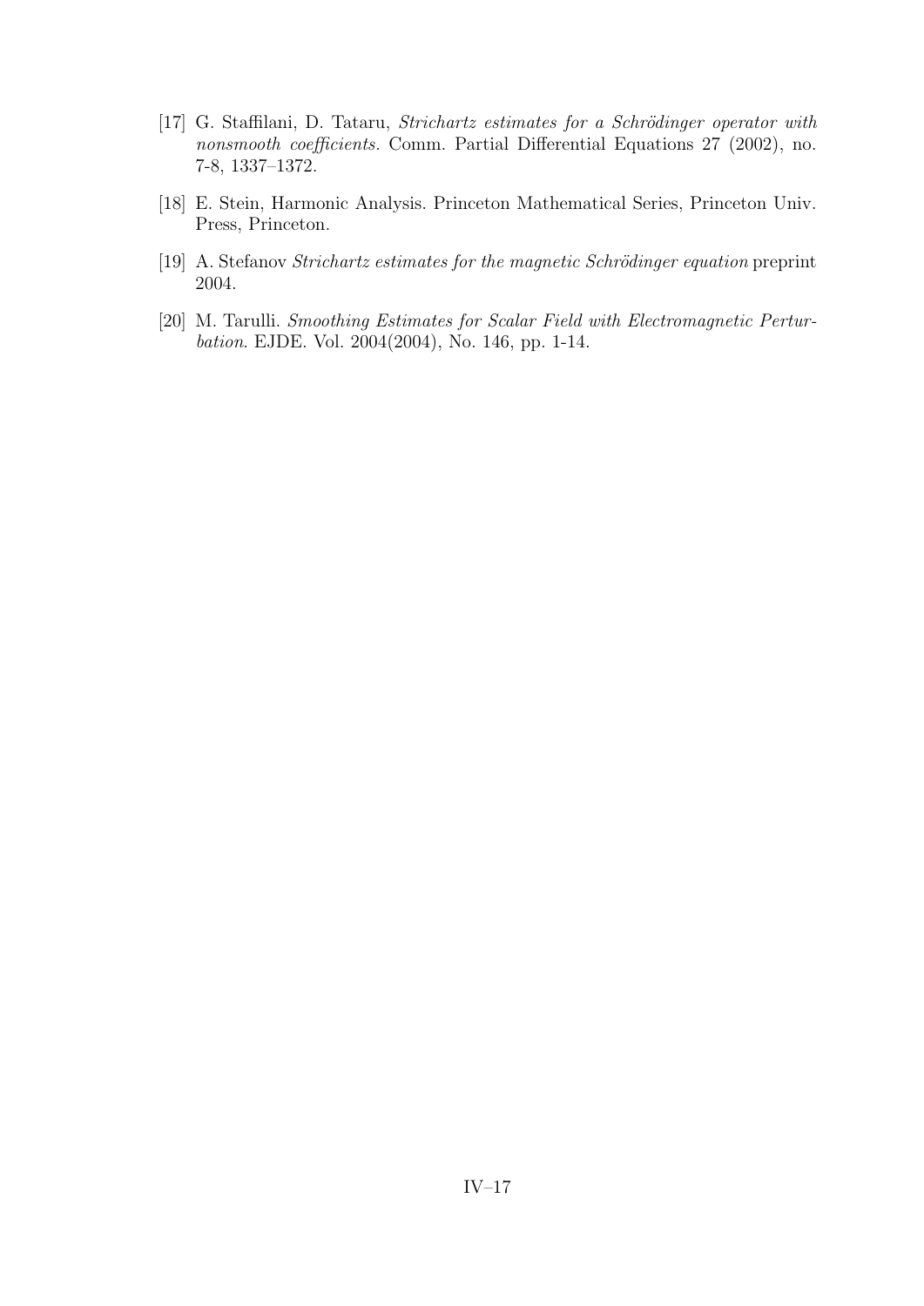[17] G. Staffilani, D. Tataru, *Strichartz estimates for a Schrödinger operator with nonsmooth coefficients.* Comm. Partial Differential Equations 27 (2002), no. 7-8, 1337–1372.

[18] E. Stein, Harmonic Analysis. Princeton Mathematical Series, Princeton Univ. Press, Princeton.

[19] A. Stefanov *Strichartz estimates for the magnetic Schrödinger equation* preprint 2004.

[20] M. Tarulli. *Smoothing Estimates for Scalar Field with Electromagnetic Perturbation*. EJDE. Vol. 2004(2004), No. 146, pp. 1-14.